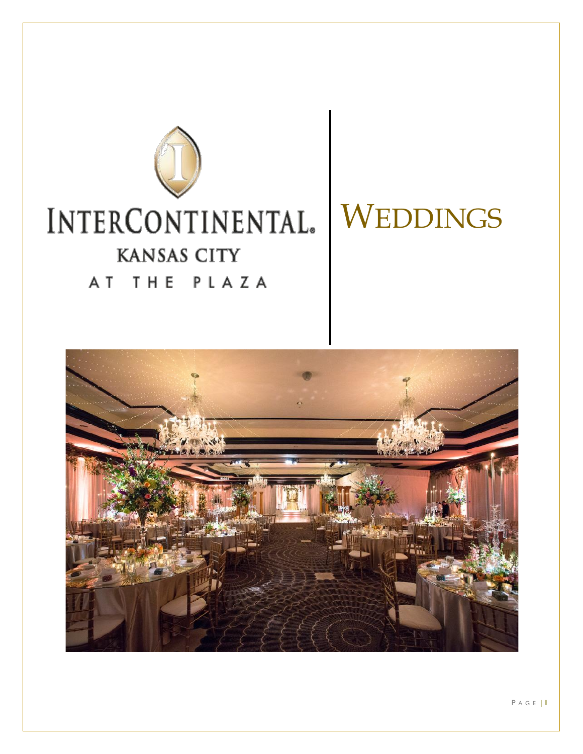INTERCONTINENTAL®
KANSAS CITY
AT THE PLAZA

# WEDDINGS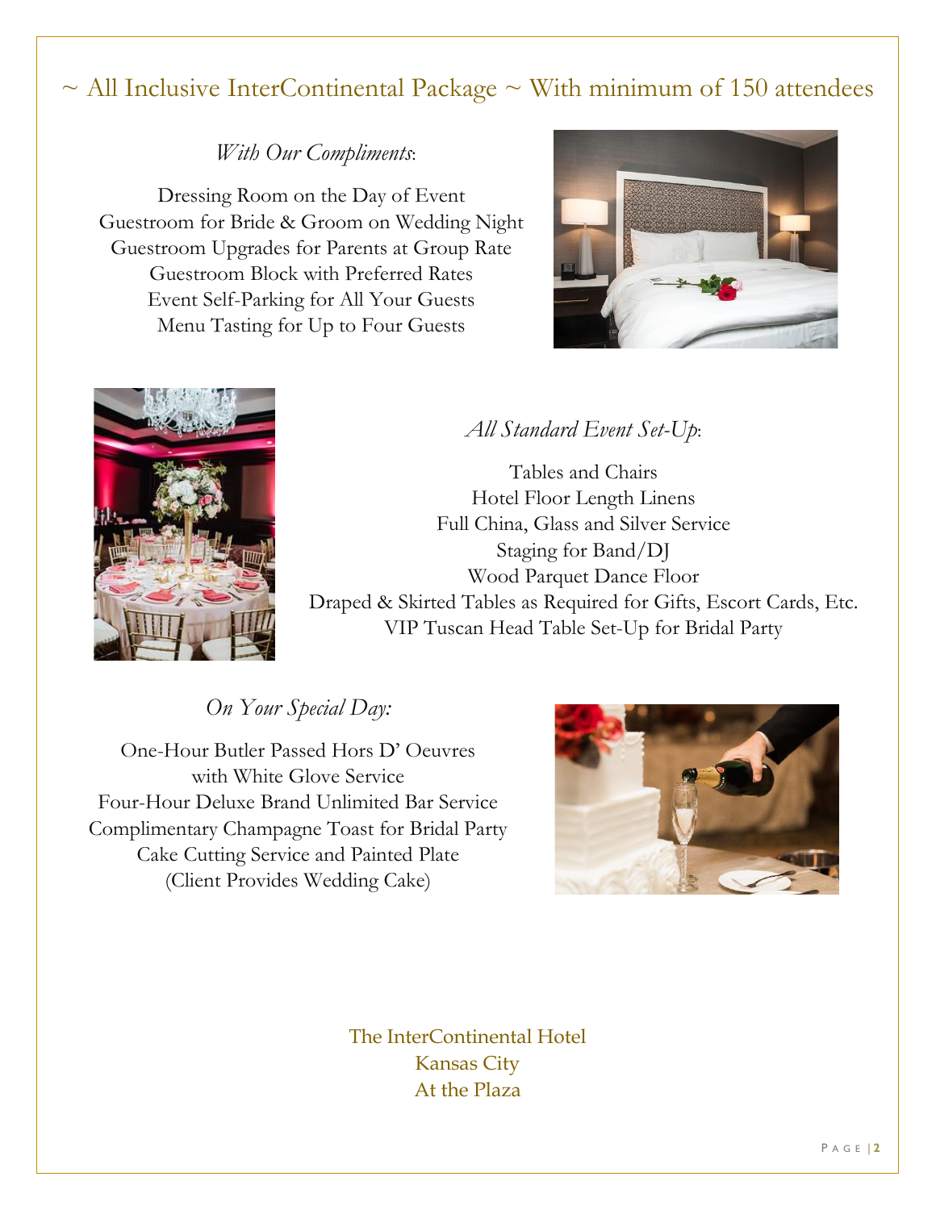## ~ All Inclusive InterContinental Package ~ With minimum of 150 attendees

*With Our Compliments*:

Dressing Room on the Day of Event
Guestroom for Bride & Groom on Wedding Night
Guestroom Upgrades for Parents at Group Rate
Guestroom Block with Preferred Rates
Event Self-Parking for All Your Guests
Menu Tasting for Up to Four Guests

*All Standard Event Set-Up*:

Tables and Chairs
Hotel Floor Length Linens
Full China, Glass and Silver Service
Staging for Band/DJ
Wood Parquet Dance Floor
Draped & Skirted Tables as Required for Gifts, Escort Cards, Etc.
VIP Tuscan Head Table Set-Up for Bridal Party

*On Your Special Day:*

One-Hour Butler Passed Hors D' Oeuvres
with White Glove Service
Four-Hour Deluxe Brand Unlimited Bar Service
Complimentary Champagne Toast for Bridal Party
Cake Cutting Service and Painted Plate
(Client Provides Wedding Cake)

The InterContinental Hotel
Kansas City
At the Plaza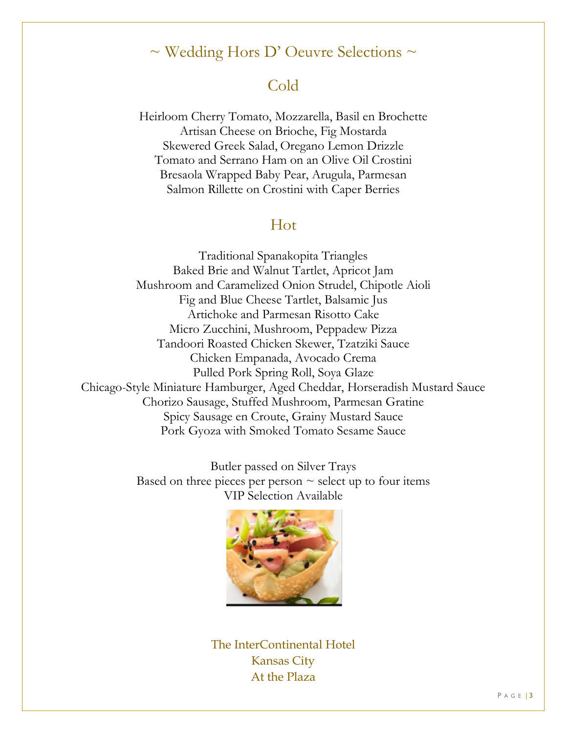# ~ Wedding Hors D' Oeuvre Selections ~

## Cold

Heirloom Cherry Tomato, Mozzarella, Basil en Brochette
Artisan Cheese on Brioche, Fig Mostarda
Skewered Greek Salad, Oregano Lemon Drizzle
Tomato and Serrano Ham on an Olive Oil Crostini
Bresaola Wrapped Baby Pear, Arugula, Parmesan
Salmon Rillette on Crostini with Caper Berries

## Hot

Traditional Spanakopita Triangles
Baked Brie and Walnut Tartlet, Apricot Jam
Mushroom and Caramelized Onion Strudel, Chipotle Aioli
Fig and Blue Cheese Tartlet, Balsamic Jus
Artichoke and Parmesan Risotto Cake
Micro Zucchini, Mushroom, Peppadew Pizza
Tandoori Roasted Chicken Skewer, Tzatziki Sauce
Chicken Empanada, Avocado Crema
Pulled Pork Spring Roll, Soya Glaze
Chicago-Style Miniature Hamburger, Aged Cheddar, Horseradish Mustard Sauce
Chorizo Sausage, Stuffed Mushroom, Parmesan Gratine
Spicy Sausage en Croute, Grainy Mustard Sauce
Pork Gyoza with Smoked Tomato Sesame Sauce

Butler passed on Silver Trays
Based on three pieces per person ~ select up to four items
VIP Selection Available

The InterContinental Hotel
Kansas City
At the Plaza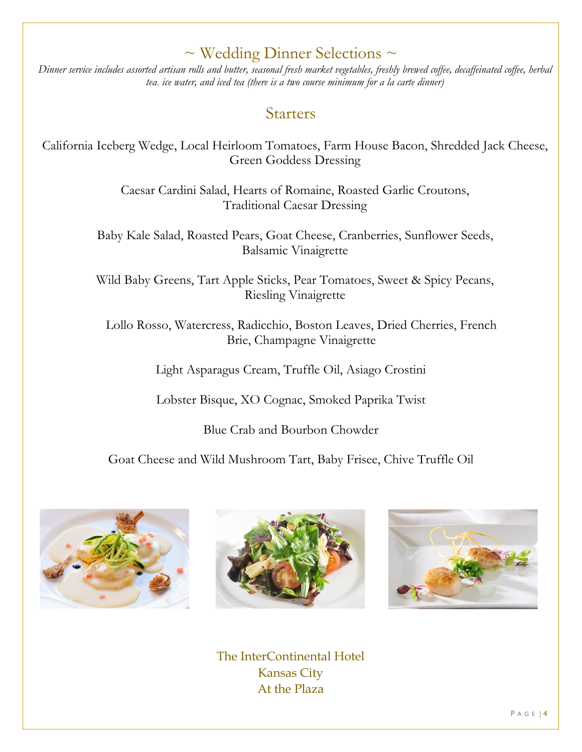# ~ Wedding Dinner Selections ~

*Dinner service includes assorted artisan rolls and butter, seasonal fresh market vegetables, freshly brewed coffee, decaffeinated coffee, herbal tea, ice water, and iced tea (there is a two course minimum for a la carte dinner)*

## Starters

California Iceberg Wedge, Local Heirloom Tomatoes, Farm House Bacon, Shredded Jack Cheese, Green Goddess Dressing

Caesar Cardini Salad, Hearts of Romaine, Roasted Garlic Croutons, Traditional Caesar Dressing

Baby Kale Salad, Roasted Pears, Goat Cheese, Cranberries, Sunflower Seeds, Balsamic Vinaigrette

Wild Baby Greens, Tart Apple Sticks, Pear Tomatoes, Sweet & Spicy Pecans, Riesling Vinaigrette

Lollo Rosso, Watercress, Radicchio, Boston Leaves, Dried Cherries, French Brie, Champagne Vinaigrette

Light Asparagus Cream, Truffle Oil, Asiago Crostini

Lobster Bisque, XO Cognac, Smoked Paprika Twist

Blue Crab and Bourbon Chowder

Goat Cheese and Wild Mushroom Tart, Baby Frisee, Chive Truffle Oil

The InterContinental Hotel
Kansas City
At the Plaza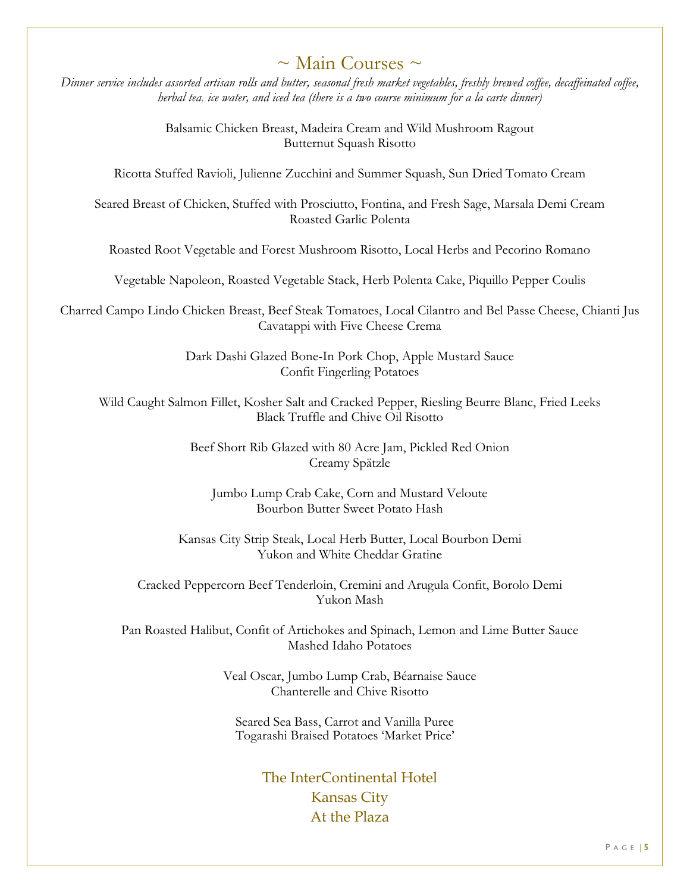# ~ Main Courses ~

*Dinner service includes assorted artisan rolls and butter, seasonal fresh market vegetables, freshly brewed coffee, decaffeinated coffee, herbal tea, ice water, and iced tea (there is a two course minimum for a la carte dinner)*

Balsamic Chicken Breast, Madeira Cream and Wild Mushroom Ragout
Butternut Squash Risotto

Ricotta Stuffed Ravioli, Julienne Zucchini and Summer Squash, Sun Dried Tomato Cream

Seared Breast of Chicken, Stuffed with Prosciutto, Fontina, and Fresh Sage, Marsala Demi Cream
Roasted Garlic Polenta

Roasted Root Vegetable and Forest Mushroom Risotto, Local Herbs and Pecorino Romano

Vegetable Napoleon, Roasted Vegetable Stack, Herb Polenta Cake, Piquillo Pepper Coulis

Charred Campo Lindo Chicken Breast, Beef Steak Tomatoes, Local Cilantro and Bel Passe Cheese, Chianti Jus
Cavatappi with Five Cheese Crema

Dark Dashi Glazed Bone-In Pork Chop, Apple Mustard Sauce
Confit Fingerling Potatoes

Wild Caught Salmon Fillet, Kosher Salt and Cracked Pepper, Riesling Beurre Blanc, Fried Leeks
Black Truffle and Chive Oil Risotto

Beef Short Rib Glazed with 80 Acre Jam, Pickled Red Onion
Creamy Spätzle

Jumbo Lump Crab Cake, Corn and Mustard Veloute
Bourbon Butter Sweet Potato Hash

Kansas City Strip Steak, Local Herb Butter, Local Bourbon Demi
Yukon and White Cheddar Gratine

Cracked Peppercorn Beef Tenderloin, Cremini and Arugula Confit, Borolo Demi
Yukon Mash

Pan Roasted Halibut, Confit of Artichokes and Spinach, Lemon and Lime Butter Sauce
Mashed Idaho Potatoes

Veal Oscar, Jumbo Lump Crab, Béarnaise Sauce
Chanterelle and Chive Risotto

Seared Sea Bass, Carrot and Vanilla Puree
Togarashi Braised Potatoes 'Market Price'

The InterContinental Hotel
Kansas City
At the Plaza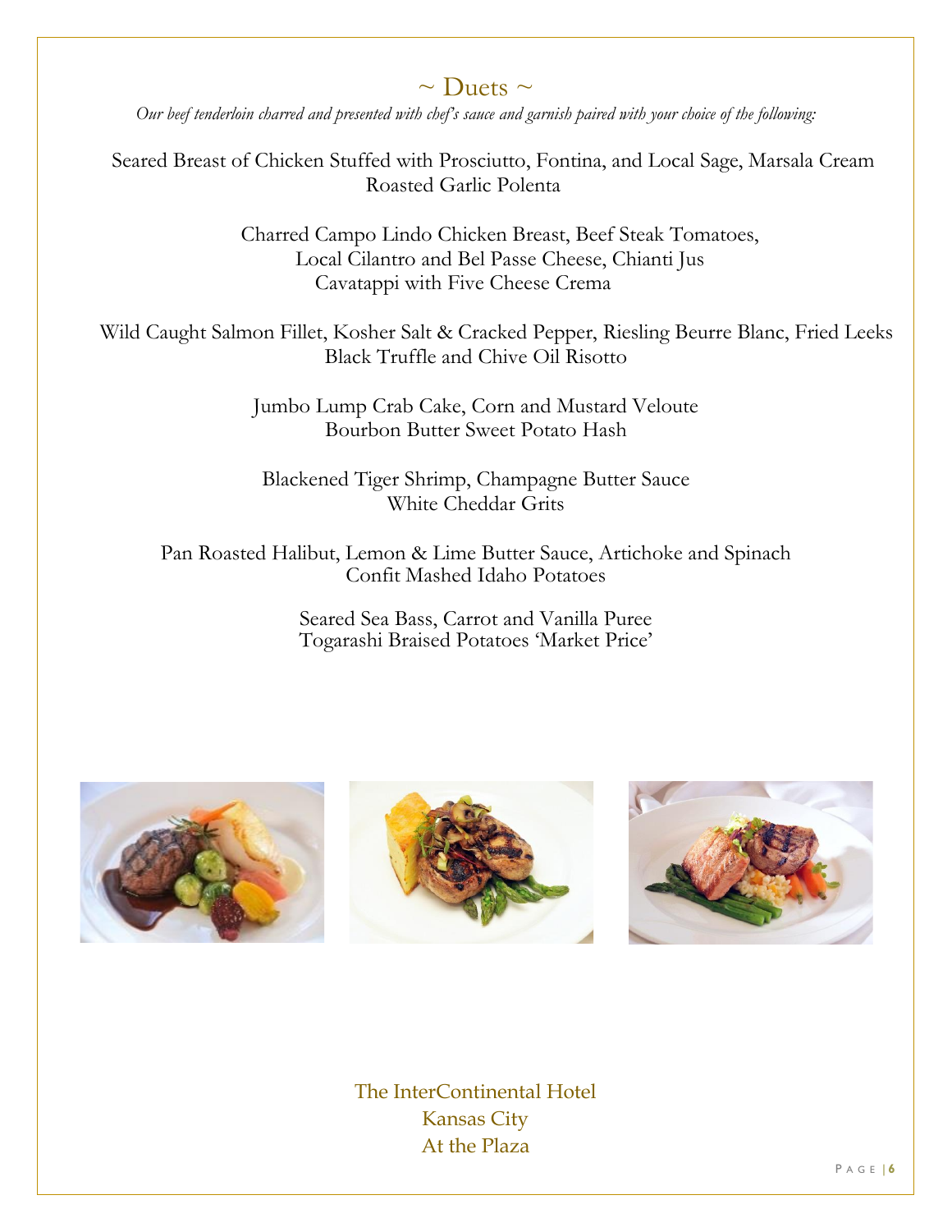## ~ Duets ~

*Our beef tenderloin charred and presented with chef's sauce and garnish paired with your choice of the following:*

Seared Breast of Chicken Stuffed with Prosciutto, Fontina, and Local Sage, Marsala Cream
Roasted Garlic Polenta

Charred Campo Lindo Chicken Breast, Beef Steak Tomatoes,
Local Cilantro and Bel Passe Cheese, Chianti Jus
Cavatappi with Five Cheese Crema

Wild Caught Salmon Fillet, Kosher Salt & Cracked Pepper, Riesling Beurre Blanc, Fried Leeks
Black Truffle and Chive Oil Risotto

Jumbo Lump Crab Cake, Corn and Mustard Veloute
Bourbon Butter Sweet Potato Hash

Blackened Tiger Shrimp, Champagne Butter Sauce
White Cheddar Grits

Pan Roasted Halibut, Lemon & Lime Butter Sauce, Artichoke and Spinach
Confit Mashed Idaho Potatoes

Seared Sea Bass, Carrot and Vanilla Puree
Togarashi Braised Potatoes 'Market Price'

The InterContinental Hotel
Kansas City
At the Plaza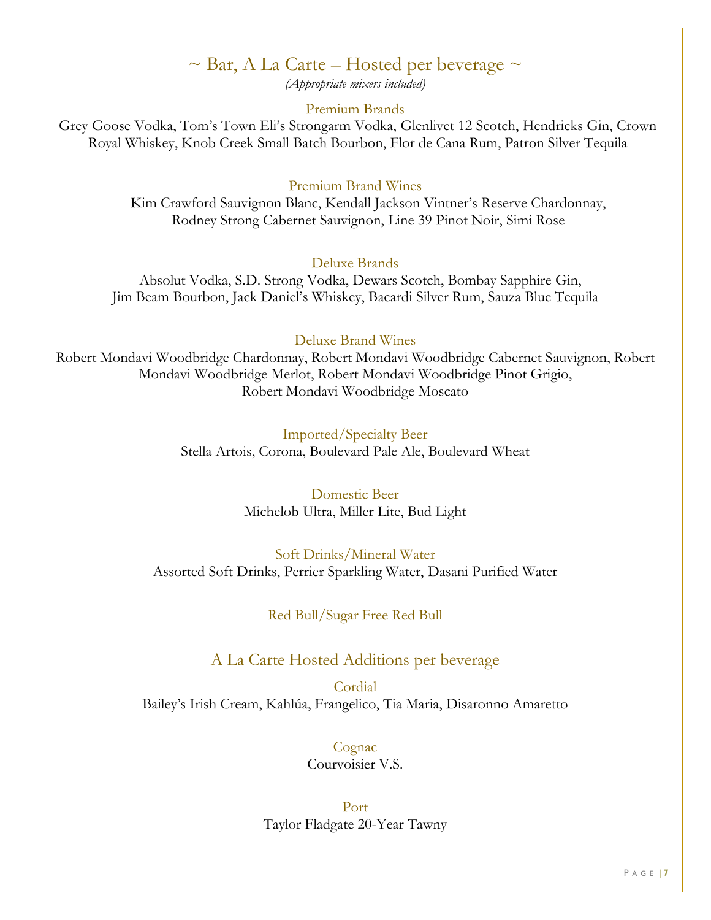# ~ Bar, A La Carte – Hosted per beverage ~

*(Appropriate mixers included)*

### Premium Brands

Grey Goose Vodka, Tom's Town Eli's Strongarm Vodka, Glenlivet 12 Scotch, Hendricks Gin, Crown Royal Whiskey, Knob Creek Small Batch Bourbon, Flor de Cana Rum, Patron Silver Tequila

### Premium Brand Wines

Kim Crawford Sauvignon Blanc, Kendall Jackson Vintner's Reserve Chardonnay, Rodney Strong Cabernet Sauvignon, Line 39 Pinot Noir, Simi Rose

### Deluxe Brands

Absolut Vodka, S.D. Strong Vodka, Dewars Scotch, Bombay Sapphire Gin, Jim Beam Bourbon, Jack Daniel's Whiskey, Bacardi Silver Rum, Sauza Blue Tequila

### Deluxe Brand Wines

Robert Mondavi Woodbridge Chardonnay, Robert Mondavi Woodbridge Cabernet Sauvignon, Robert Mondavi Woodbridge Merlot, Robert Mondavi Woodbridge Pinot Grigio, Robert Mondavi Woodbridge Moscato

### Imported/Specialty Beer

Stella Artois, Corona, Boulevard Pale Ale, Boulevard Wheat

### Domestic Beer

Michelob Ultra, Miller Lite, Bud Light

### Soft Drinks/Mineral Water

Assorted Soft Drinks, Perrier Sparkling Water, Dasani Purified Water

### Red Bull/Sugar Free Red Bull

## A La Carte Hosted Additions per beverage

### Cordial

Bailey's Irish Cream, Kahlúa, Frangelico, Tia Maria, Disaronno Amaretto

### Cognac

Courvoisier V.S.

### Port

Taylor Fladgate 20-Year Tawny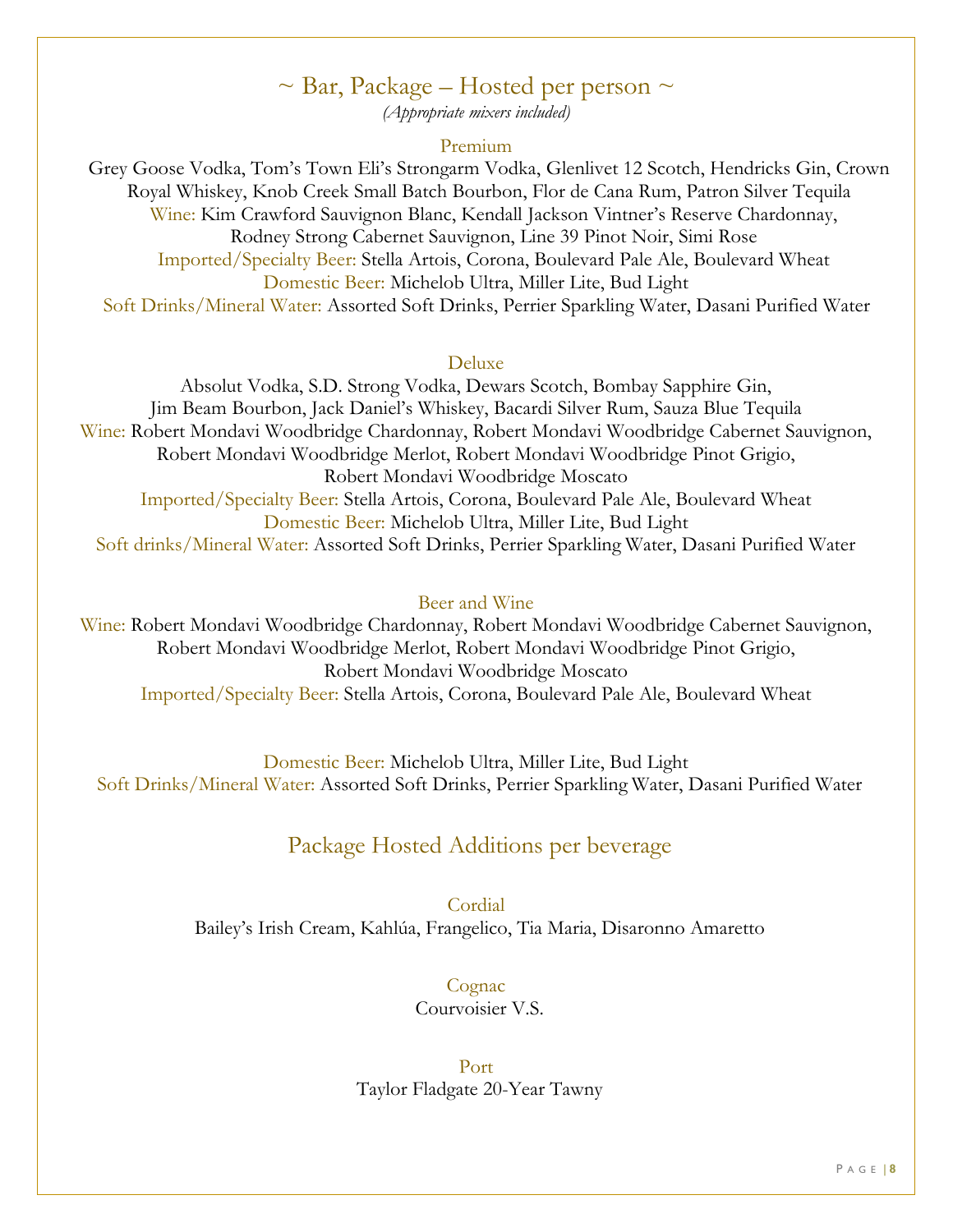## ~ Bar, Package – Hosted per person ~

*(Appropriate mixers included)*

### Premium

Grey Goose Vodka, Tom's Town Eli's Strongarm Vodka, Glenlivet 12 Scotch, Hendricks Gin, Crown Royal Whiskey, Knob Creek Small Batch Bourbon, Flor de Cana Rum, Patron Silver Tequila

Wine: Kim Crawford Sauvignon Blanc, Kendall Jackson Vintner's Reserve Chardonnay, Rodney Strong Cabernet Sauvignon, Line 39 Pinot Noir, Simi Rose

Imported/Specialty Beer: Stella Artois, Corona, Boulevard Pale Ale, Boulevard Wheat

Domestic Beer: Michelob Ultra, Miller Lite, Bud Light

Soft Drinks/Mineral Water: Assorted Soft Drinks, Perrier Sparkling Water, Dasani Purified Water

### Deluxe

Absolut Vodka, S.D. Strong Vodka, Dewars Scotch, Bombay Sapphire Gin, Jim Beam Bourbon, Jack Daniel's Whiskey, Bacardi Silver Rum, Sauza Blue Tequila

Wine: Robert Mondavi Woodbridge Chardonnay, Robert Mondavi Woodbridge Cabernet Sauvignon, Robert Mondavi Woodbridge Merlot, Robert Mondavi Woodbridge Pinot Grigio, Robert Mondavi Woodbridge Moscato

Imported/Specialty Beer: Stella Artois, Corona, Boulevard Pale Ale, Boulevard Wheat

Domestic Beer: Michelob Ultra, Miller Lite, Bud Light

Soft drinks/Mineral Water: Assorted Soft Drinks, Perrier Sparkling Water, Dasani Purified Water

### Beer and Wine

Wine: Robert Mondavi Woodbridge Chardonnay, Robert Mondavi Woodbridge Cabernet Sauvignon, Robert Mondavi Woodbridge Merlot, Robert Mondavi Woodbridge Pinot Grigio, Robert Mondavi Woodbridge Moscato

Imported/Specialty Beer: Stella Artois, Corona, Boulevard Pale Ale, Boulevard Wheat

Domestic Beer: Michelob Ultra, Miller Lite, Bud Light

Soft Drinks/Mineral Water: Assorted Soft Drinks, Perrier Sparkling Water, Dasani Purified Water

## Package Hosted Additions per beverage

### Cordial

Bailey's Irish Cream, Kahlúa, Frangelico, Tia Maria, Disaronno Amaretto

### Cognac

Courvoisier V.S.

### Port

Taylor Fladgate 20-Year Tawny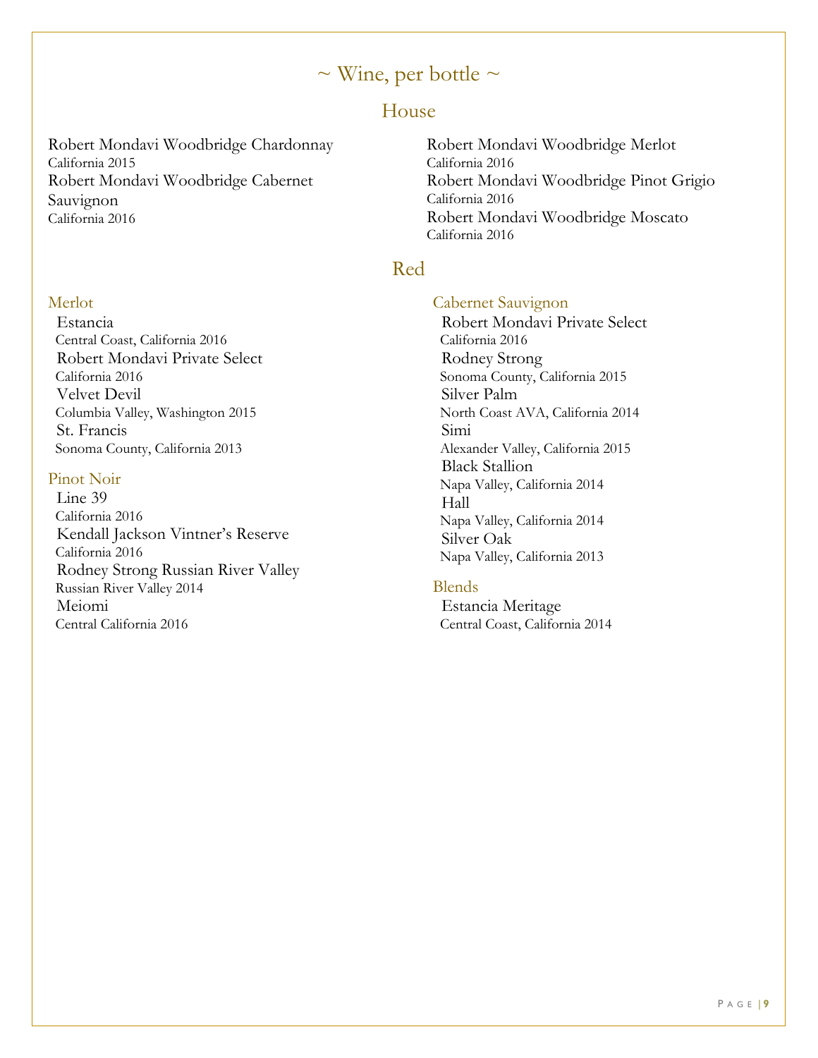# ~ Wine, per bottle ~

## House

Robert Mondavi Woodbridge Chardonnay
California 2015

Robert Mondavi Woodbridge Cabernet Sauvignon
California 2016

Robert Mondavi Woodbridge Merlot
California 2016

Robert Mondavi Woodbridge Pinot Grigio
California 2016

Robert Mondavi Woodbridge Moscato
California 2016

## Red

### Merlot

Estancia
Central Coast, California 2016

Robert Mondavi Private Select
California 2016

Velvet Devil
Columbia Valley, Washington 2015

St. Francis
Sonoma County, California 2013

### Pinot Noir

Line 39
California 2016

Kendall Jackson Vintner's Reserve
California 2016

Rodney Strong Russian River Valley
Russian River Valley 2014

Meiomi
Central California 2016

### Cabernet Sauvignon

Robert Mondavi Private Select
California 2016

Rodney Strong
Sonoma County, California 2015

Silver Palm
North Coast AVA, California 2014

Simi
Alexander Valley, California 2015

Black Stallion
Napa Valley, California 2014

Hall
Napa Valley, California 2014

Silver Oak
Napa Valley, California 2013

### Blends

Estancia Meritage
Central Coast, California 2014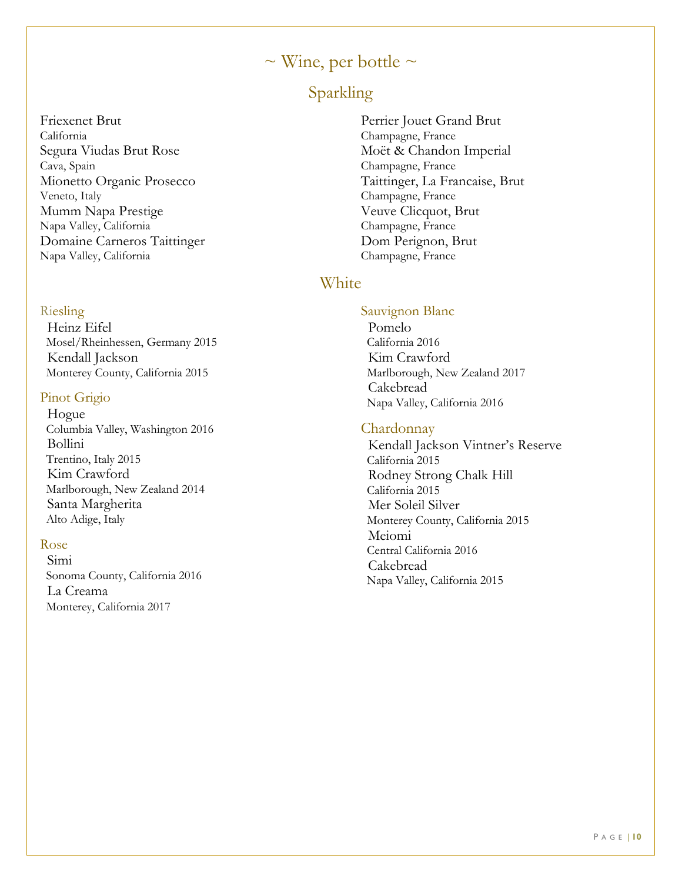# ~ Wine, per bottle ~

## Sparkling

Friexenet Brut
California

Segura Viudas Brut Rose
Cava, Spain

Mionetto Organic Prosecco
Veneto, Italy

Mumm Napa Prestige
Napa Valley, California

Domaine Carneros Taittinger
Napa Valley, California

Perrier Jouet Grand Brut
Champagne, France

Moët & Chandon Imperial
Champagne, France

Taittinger, La Francaise, Brut
Champagne, France

Veuve Clicquot, Brut
Champagne, France

Dom Perignon, Brut
Champagne, France

## White

### Riesling

Heinz Eifel
Mosel/Rheinhessen, Germany 2015

Kendall Jackson
Monterey County, California 2015

### Pinot Grigio

Hogue
Columbia Valley, Washington 2016

Bollini
Trentino, Italy 2015

Kim Crawford
Marlborough, New Zealand 2014

Santa Margherita
Alto Adige, Italy

### Rose

Simi
Sonoma County, California 2016

La Creama
Monterey, California 2017

### Sauvignon Blanc

Pomelo
California 2016

Kim Crawford
Marlborough, New Zealand 2017

Cakebread
Napa Valley, California 2016

### Chardonnay

Kendall Jackson Vintner's Reserve
California 2015

Rodney Strong Chalk Hill
California 2015

Mer Soleil Silver
Monterey County, California 2015

Meiomi
Central California 2016

Cakebread
Napa Valley, California 2015